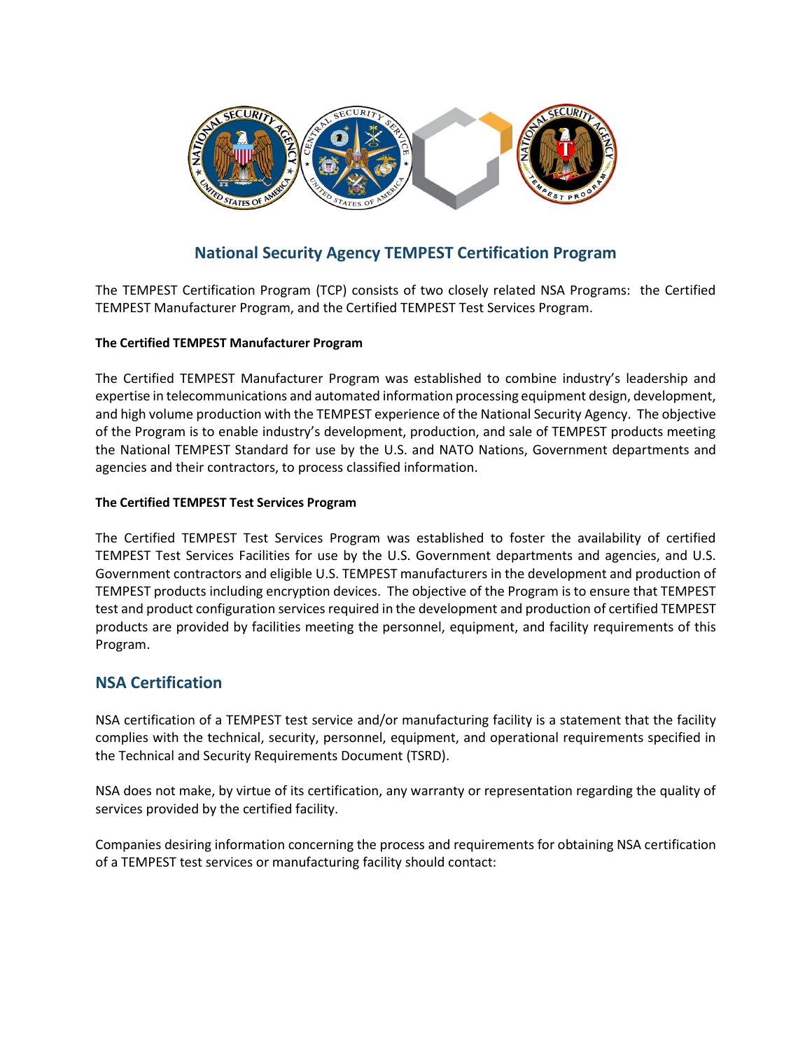# National Security Agency TEMPEST Certification Program

The TEMPEST Certification Program (TCP) consists of two closely related NSA Programs: the Certified TEMPEST Manufacturer Program, and the Certified TEMPEST Test Services Program.

**The Certified TEMPEST Manufacturer Program**

The Certified TEMPEST Manufacturer Program was established to combine industry's leadership and expertise in telecommunications and automated information processing equipment design, development, and high volume production with the TEMPEST experience of the National Security Agency. The objective of the Program is to enable industry's development, production, and sale of TEMPEST products meeting the National TEMPEST Standard for use by the U.S. and NATO Nations, Government departments and agencies and their contractors, to process classified information.

**The Certified TEMPEST Test Services Program**

The Certified TEMPEST Test Services Program was established to foster the availability of certified TEMPEST Test Services Facilities for use by the U.S. Government departments and agencies, and U.S. Government contractors and eligible U.S. TEMPEST manufacturers in the development and production of TEMPEST products including encryption devices. The objective of the Program is to ensure that TEMPEST test and product configuration services required in the development and production of certified TEMPEST products are provided by facilities meeting the personnel, equipment, and facility requirements of this Program.

## NSA Certification

NSA certification of a TEMPEST test service and/or manufacturing facility is a statement that the facility complies with the technical, security, personnel, equipment, and operational requirements specified in the Technical and Security Requirements Document (TSRD).

NSA does not make, by virtue of its certification, any warranty or representation regarding the quality of services provided by the certified facility.

Companies desiring information concerning the process and requirements for obtaining NSA certification of a TEMPEST test services or manufacturing facility should contact: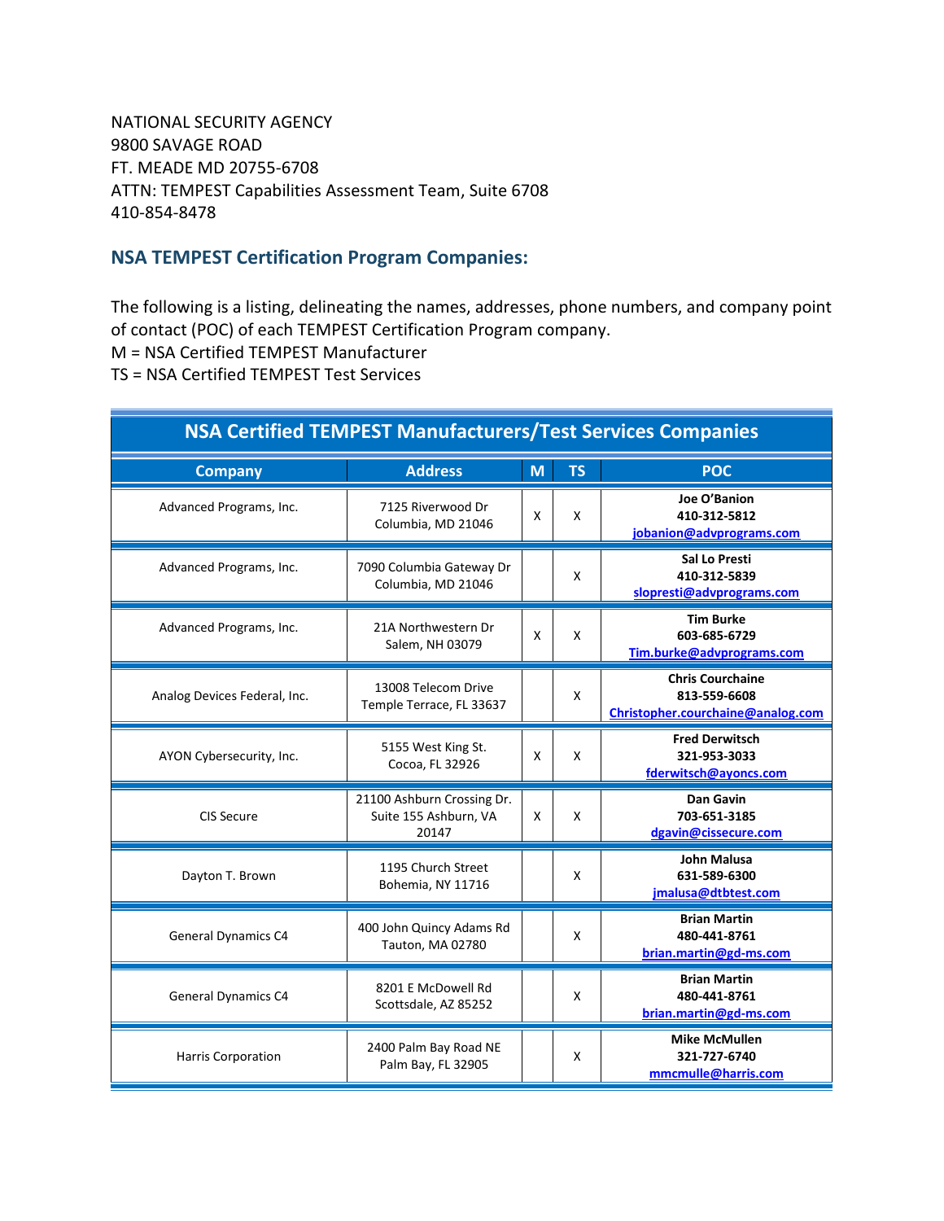NATIONAL SECURITY AGENCY
9800 SAVAGE ROAD
FT. MEADE MD 20755-6708
ATTN: TEMPEST Capabilities Assessment Team, Suite 6708
410-854-8478

## NSA TEMPEST Certification Program Companies:

The following is a listing, delineating the names, addresses, phone numbers, and company point of contact (POC) of each TEMPEST Certification Program company.
M = NSA Certified TEMPEST Manufacturer
TS = NSA Certified TEMPEST Test Services

| NSA Certified TEMPEST Manufacturers/Test Services Companies | | | | |
|---|---|---|---|---|
| **Company** | **Address** | **M** | **TS** | **POC** |
| Advanced Programs, Inc. | 7125 Riverwood Dr Columbia, MD 21046 | X | X | **Joe O'Banion** **410-312-5812** **jobanion@advprograms.com** |
| Advanced Programs, Inc. | 7090 Columbia Gateway Dr Columbia, MD 21046 | | X | **Sal Lo Presti** **410-312-5839** **slopresti@advprograms.com** |
| Advanced Programs, Inc. | 21A Northwestern Dr Salem, NH 03079 | X | X | **Tim Burke** **603-685-6729** **Tim.burke@advprograms.com** |
| Analog Devices Federal, Inc. | 13008 Telecom Drive Temple Terrace, FL 33637 | | X | **Chris Courchaine** **813-559-6608** **Christopher.courchaine@analog.com** |
| AYON Cybersecurity, Inc. | 5155 West King St. Cocoa, FL 32926 | X | X | **Fred Derwitsch** **321-953-3033** **fderwitsch@ayoncs.com** |
| CIS Secure | 21100 Ashburn Crossing Dr. Suite 155 Ashburn, VA 20147 | X | X | **Dan Gavin** **703-651-3185** **dgavin@cissecure.com** |
| Dayton T. Brown | 1195 Church Street Bohemia, NY 11716 | | X | **John Malusa** **631-589-6300** **jmalusa@dtbtest.com** |
| General Dynamics C4 | 400 John Quincy Adams Rd Tauton, MA 02780 | | X | **Brian Martin** **480-441-8761** **brian.martin@gd-ms.com** |
| General Dynamics C4 | 8201 E McDowell Rd Scottsdale, AZ 85252 | | X | **Brian Martin** **480-441-8761** **brian.martin@gd-ms.com** |
| Harris Corporation | 2400 Palm Bay Road NE Palm Bay, FL 32905 | | X | **Mike McMullen** **321-727-6740** **mmcmulle@harris.com** |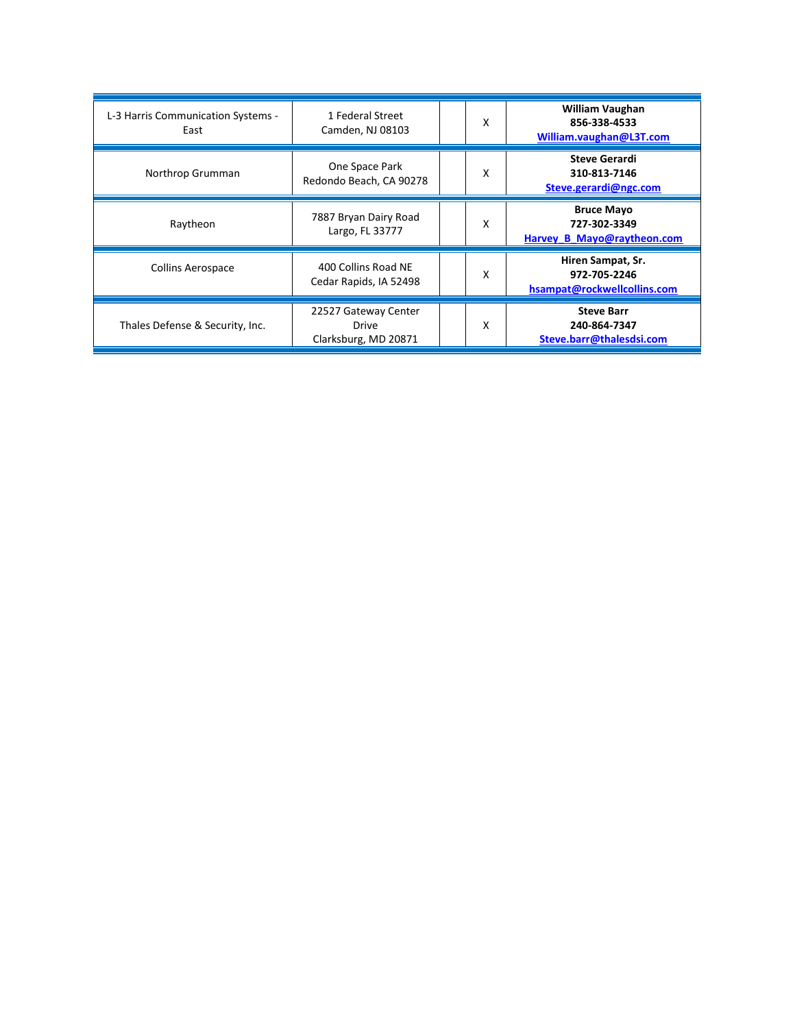| | | | | |
|---|---|---|---|---|
| L-3 Harris Communication Systems - East | 1 Federal Street Camden, NJ 08103 | | X | **William Vaughan** **856-338-4533** **William.vaughan@L3T.com** |
| Northrop Grumman | One Space Park Redondo Beach, CA 90278 | | X | **Steve Gerardi** **310-813-7146** **Steve.gerardi@ngc.com** |
| Raytheon | 7887 Bryan Dairy Road Largo, FL 33777 | | X | **Bruce Mayo** **727-302-3349** **Harvey_B_Mayo@raytheon.com** |
| Collins Aerospace | 400 Collins Road NE Cedar Rapids, IA 52498 | | X | **Hiren Sampat, Sr.** **972-705-2246** **hsampat@rockwellcollins.com** |
| Thales Defense & Security, Inc. | 22527 Gateway Center Drive Clarksburg, MD 20871 | | X | **Steve Barr** **240-864-7347** **Steve.barr@thalesdsi.com** |